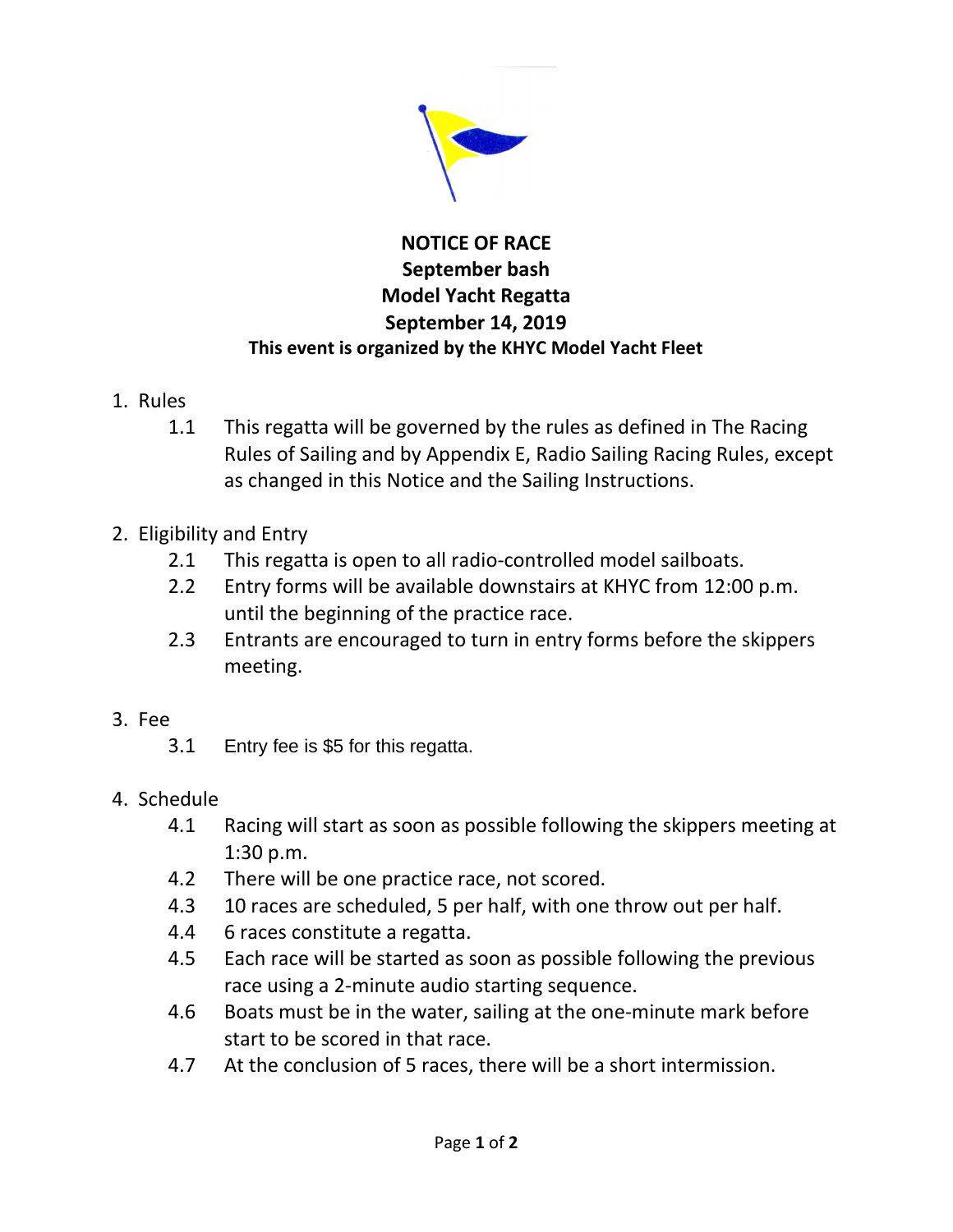# NOTICE OF RACE

**September bash**

**Model Yacht Regatta**

**September 14, 2019**

**This event is organized by the KHYC Model Yacht Fleet**

1. Rules
   - 1.1 This regatta will be governed by the rules as defined in The Racing Rules of Sailing and by Appendix E, Radio Sailing Racing Rules, except as changed in this Notice and the Sailing Instructions.

2. Eligibility and Entry
   - 2.1 This regatta is open to all radio-controlled model sailboats.
   - 2.2 Entry forms will be available downstairs at KHYC from 12:00 p.m. until the beginning of the practice race.
   - 2.3 Entrants are encouraged to turn in entry forms before the skippers meeting.

3. Fee
   - 3.1 Entry fee is $5 for this regatta.

4. Schedule
   - 4.1 Racing will start as soon as possible following the skippers meeting at 1:30 p.m.
   - 4.2 There will be one practice race, not scored.
   - 4.3 10 races are scheduled, 5 per half, with one throw out per half.
   - 4.4 6 races constitute a regatta.
   - 4.5 Each race will be started as soon as possible following the previous race using a 2-minute audio starting sequence.
   - 4.6 Boats must be in the water, sailing at the one-minute mark before start to be scored in that race.
   - 4.7 At the conclusion of 5 races, there will be a short intermission.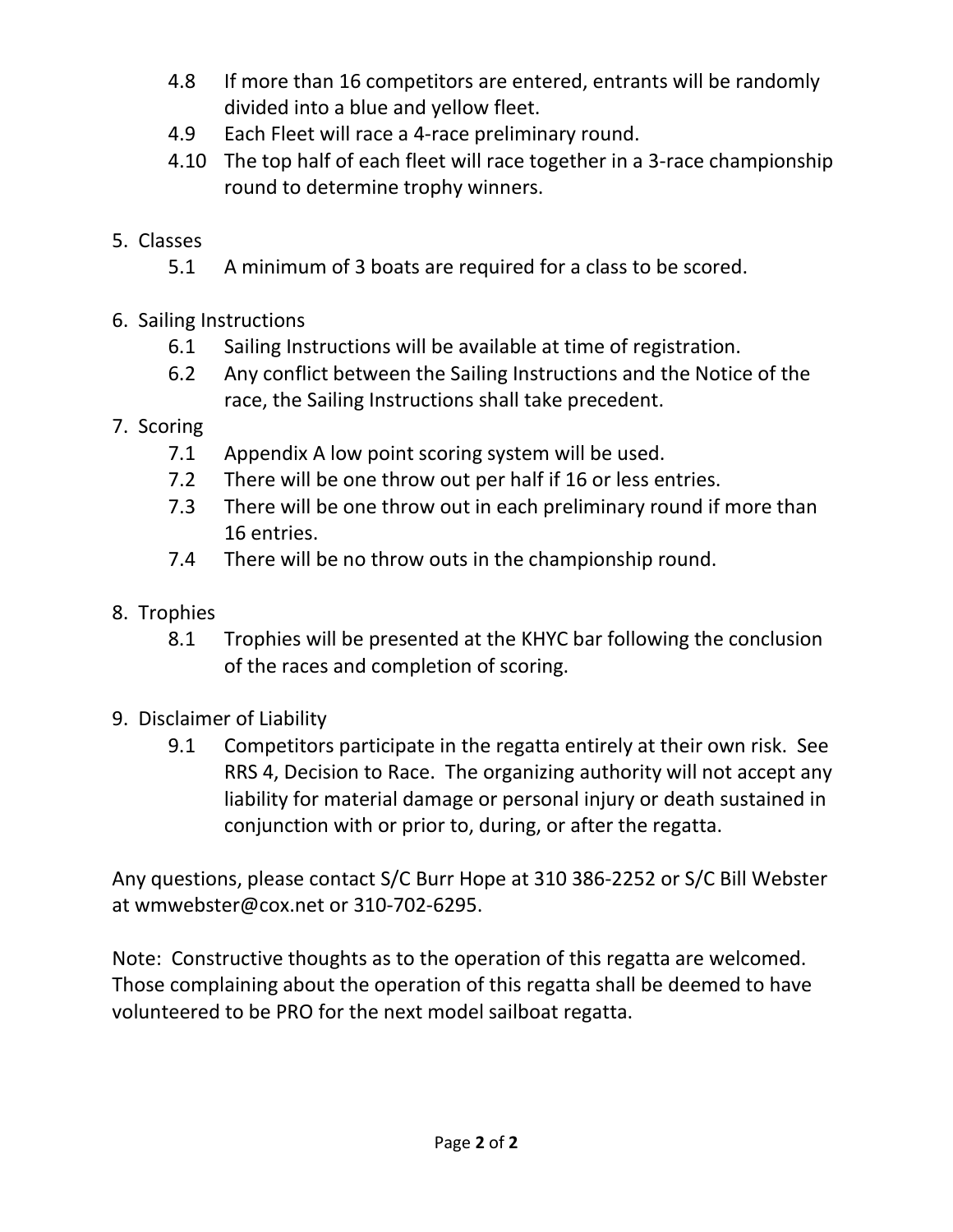4.8 If more than 16 competitors are entered, entrants will be randomly divided into a blue and yellow fleet.

4.9 Each Fleet will race a 4-race preliminary round.

4.10 The top half of each fleet will race together in a 3-race championship round to determine trophy winners.

5. Classes

   5.1 A minimum of 3 boats are required for a class to be scored.

6. Sailing Instructions

   6.1 Sailing Instructions will be available at time of registration.

   6.2 Any conflict between the Sailing Instructions and the Notice of the race, the Sailing Instructions shall take precedent.

7. Scoring

   7.1 Appendix A low point scoring system will be used.

   7.2 There will be one throw out per half if 16 or less entries.

   7.3 There will be one throw out in each preliminary round if more than 16 entries.

   7.4 There will be no throw outs in the championship round.

8. Trophies

   8.1 Trophies will be presented at the KHYC bar following the conclusion of the races and completion of scoring.

9. Disclaimer of Liability

   9.1 Competitors participate in the regatta entirely at their own risk. See RRS 4, Decision to Race. The organizing authority will not accept any liability for material damage or personal injury or death sustained in conjunction with or prior to, during, or after the regatta.

Any questions, please contact S/C Burr Hope at 310 386-2252 or S/C Bill Webster at wmwebster@cox.net or 310-702-6295.

Note: Constructive thoughts as to the operation of this regatta are welcomed. Those complaining about the operation of this regatta shall be deemed to have volunteered to be PRO for the next model sailboat regatta.